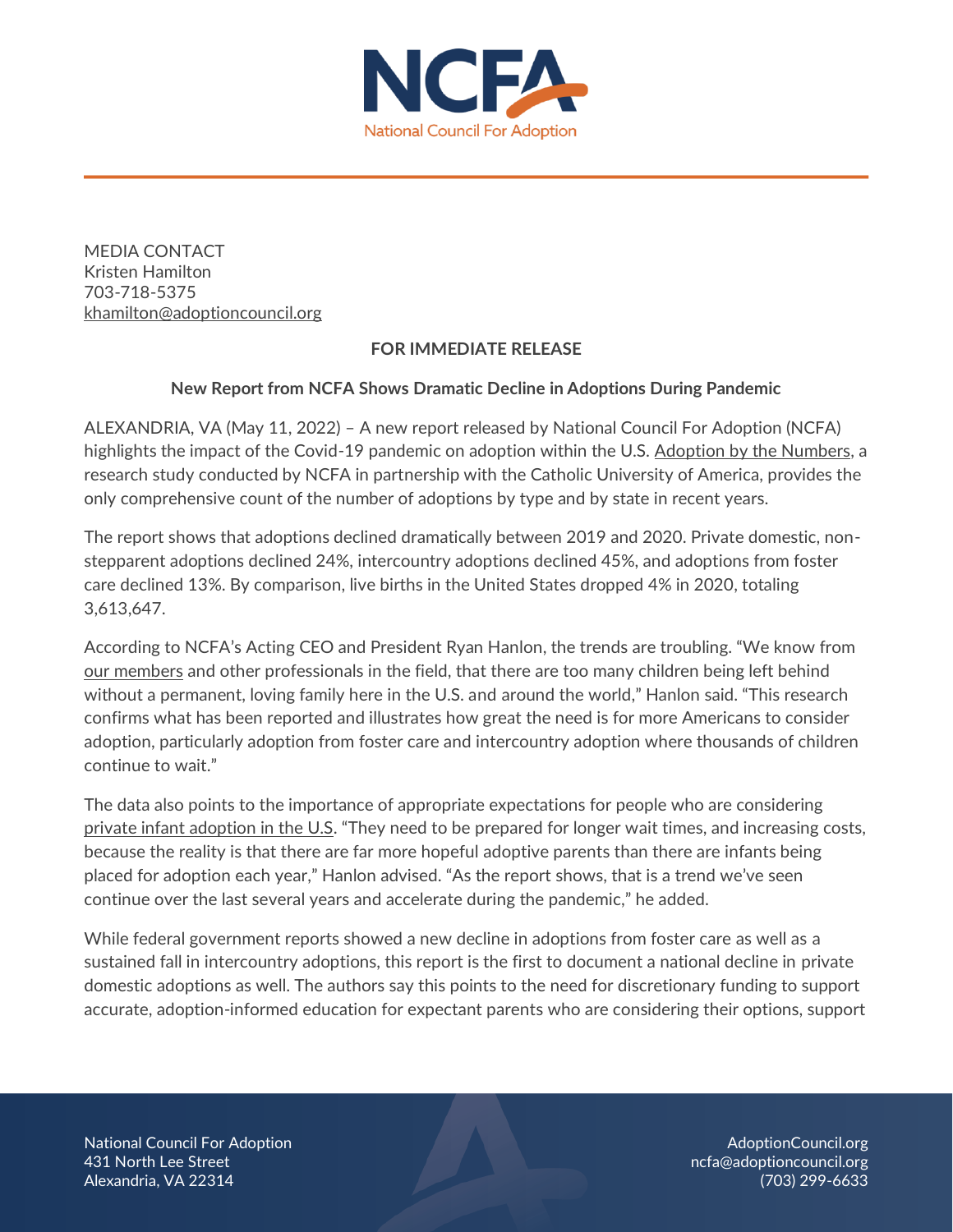# NCFA
National Council For Adoption

MEDIA CONTACT
Kristen Hamilton
703-718-5375
khamilton@adoptioncouncil.org

**FOR IMMEDIATE RELEASE**

**New Report from NCFA Shows Dramatic Decline in Adoptions During Pandemic**

ALEXANDRIA, VA (May 11, 2022) – A new report released by National Council For Adoption (NCFA) highlights the impact of the Covid-19 pandemic on adoption within the U.S. Adoption by the Numbers, a research study conducted by NCFA in partnership with the Catholic University of America, provides the only comprehensive count of the number of adoptions by type and by state in recent years.

The report shows that adoptions declined dramatically between 2019 and 2020. Private domestic, non-stepparent adoptions declined 24%, intercountry adoptions declined 45%, and adoptions from foster care declined 13%. By comparison, live births in the United States dropped 4% in 2020, totaling 3,613,647.

According to NCFA's Acting CEO and President Ryan Hanlon, the trends are troubling. "We know from our members and other professionals in the field, that there are too many children being left behind without a permanent, loving family here in the U.S. and around the world," Hanlon said. "This research confirms what has been reported and illustrates how great the need is for more Americans to consider adoption, particularly adoption from foster care and intercountry adoption where thousands of children continue to wait."

The data also points to the importance of appropriate expectations for people who are considering private infant adoption in the U.S. "They need to be prepared for longer wait times, and increasing costs, because the reality is that there are far more hopeful adoptive parents than there are infants being placed for adoption each year," Hanlon advised. "As the report shows, that is a trend we've seen continue over the last several years and accelerate during the pandemic," he added.

While federal government reports showed a new decline in adoptions from foster care as well as a sustained fall in intercountry adoptions, this report is the first to document a national decline in private domestic adoptions as well. The authors say this points to the need for discretionary funding to support accurate, adoption-informed education for expectant parents who are considering their options, support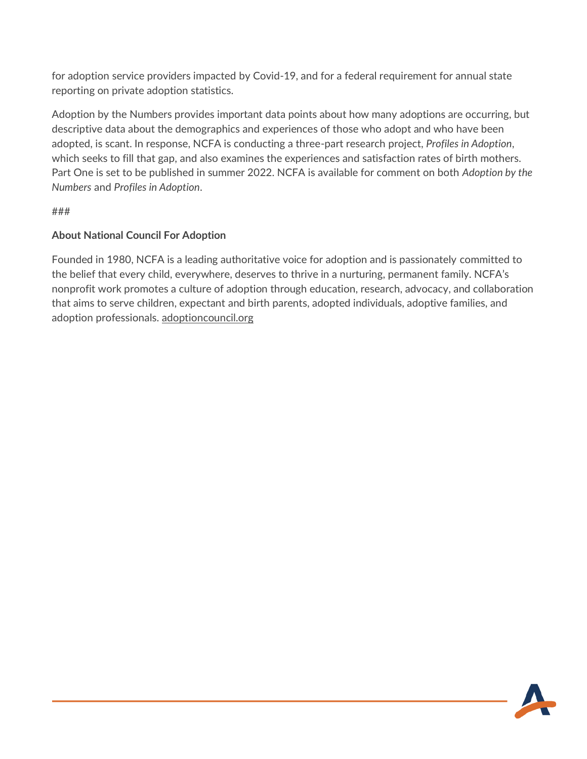for adoption service providers impacted by Covid-19, and for a federal requirement for annual state reporting on private adoption statistics.

Adoption by the Numbers provides important data points about how many adoptions are occurring, but descriptive data about the demographics and experiences of those who adopt and who have been adopted, is scant. In response, NCFA is conducting a three-part research project, *Profiles in Adoption*, which seeks to fill that gap, and also examines the experiences and satisfaction rates of birth mothers. Part One is set to be published in summer 2022. NCFA is available for comment on both *Adoption by the Numbers* and *Profiles in Adoption*.

###

**About National Council For Adoption**

Founded in 1980, NCFA is a leading authoritative voice for adoption and is passionately committed to the belief that every child, everywhere, deserves to thrive in a nurturing, permanent family. NCFA's nonprofit work promotes a culture of adoption through education, research, advocacy, and collaboration that aims to serve children, expectant and birth parents, adopted individuals, adoptive families, and adoption professionals. adoptioncouncil.org